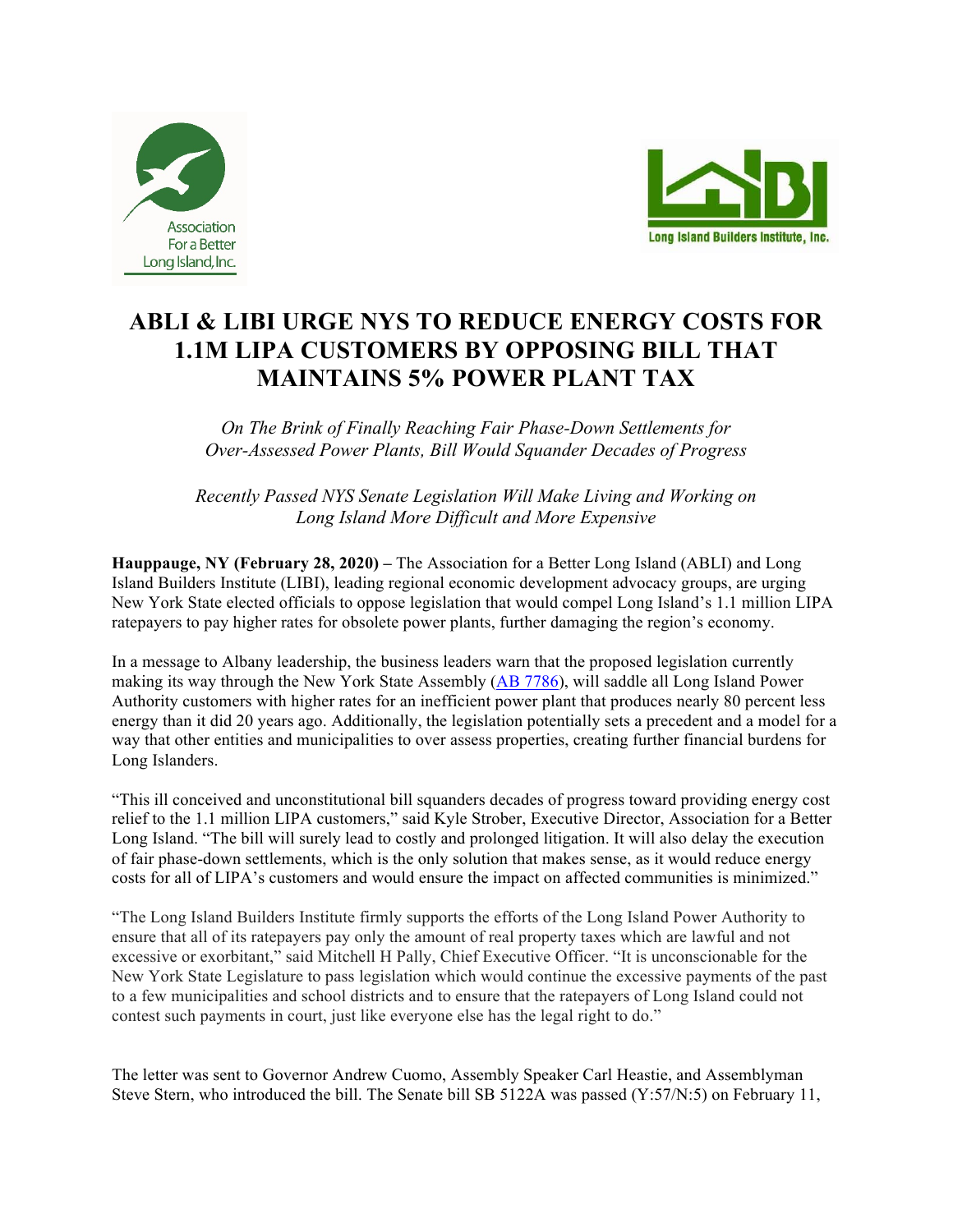# ABLI & LIBI URGE NYS TO REDUCE ENERGY COSTS FOR 1.1M LIPA CUSTOMERS BY OPPOSING BILL THAT MAINTAINS 5% POWER PLANT TAX

*On The Brink of Finally Reaching Fair Phase-Down Settlements for Over-Assessed Power Plants, Bill Would Squander Decades of Progress*

*Recently Passed NYS Senate Legislation Will Make Living and Working on Long Island More Difficult and More Expensive*

**Hauppauge, NY (February 28, 2020) –** The Association for a Better Long Island (ABLI) and Long Island Builders Institute (LIBI), leading regional economic development advocacy groups, are urging New York State elected officials to oppose legislation that would compel Long Island's 1.1 million LIPA ratepayers to pay higher rates for obsolete power plants, further damaging the region's economy.

In a message to Albany leadership, the business leaders warn that the proposed legislation currently making its way through the New York State Assembly (AB 7786), will saddle all Long Island Power Authority customers with higher rates for an inefficient power plant that produces nearly 80 percent less energy than it did 20 years ago. Additionally, the legislation potentially sets a precedent and a model for a way that other entities and municipalities to over assess properties, creating further financial burdens for Long Islanders.

"This ill conceived and unconstitutional bill squanders decades of progress toward providing energy cost relief to the 1.1 million LIPA customers," said Kyle Strober, Executive Director, Association for a Better Long Island. "The bill will surely lead to costly and prolonged litigation. It will also delay the execution of fair phase-down settlements, which is the only solution that makes sense, as it would reduce energy costs for all of LIPA's customers and would ensure the impact on affected communities is minimized."

"The Long Island Builders Institute firmly supports the efforts of the Long Island Power Authority to ensure that all of its ratepayers pay only the amount of real property taxes which are lawful and not excessive or exorbitant," said Mitchell H Pally, Chief Executive Officer. "It is unconscionable for the New York State Legislature to pass legislation which would continue the excessive payments of the past to a few municipalities and school districts and to ensure that the ratepayers of Long Island could not contest such payments in court, just like everyone else has the legal right to do."

The letter was sent to Governor Andrew Cuomo, Assembly Speaker Carl Heastie, and Assemblyman Steve Stern, who introduced the bill. The Senate bill SB 5122A was passed (Y:57/N:5) on February 11,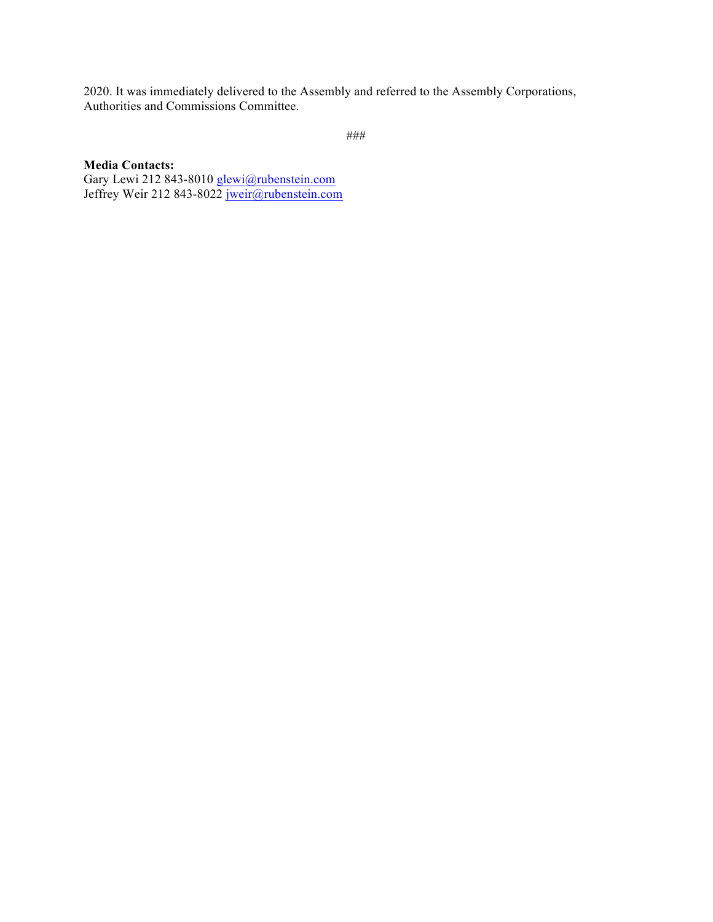2020. It was immediately delivered to the Assembly and referred to the Assembly Corporations, Authorities and Commissions Committee.

###

**Media Contacts:**
Gary Lewi 212 843-8010 glewi@rubenstein.com
Jeffrey Weir 212 843-8022 jweir@rubenstein.com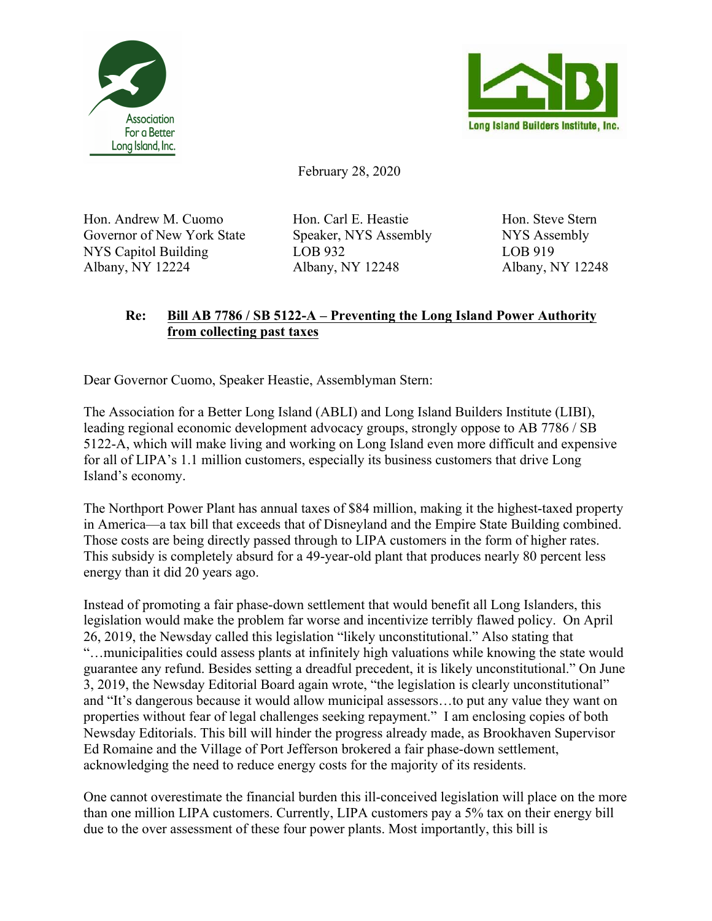Association For a Better Long Island, Inc.

Long Island Builders Institute, Inc.

February 28, 2020

Hon. Andrew M. Cuomo
Governor of New York State
NYS Capitol Building
Albany, NY 12224

Hon. Carl E. Heastie
Speaker, NYS Assembly
LOB 932
Albany, NY 12248

Hon. Steve Stern
NYS Assembly
LOB 919
Albany, NY 12248

**Re: <u>Bill AB 7786 / SB 5122-A – Preventing the Long Island Power Authority from collecting past taxes</u>**

Dear Governor Cuomo, Speaker Heastie, Assemblyman Stern:

The Association for a Better Long Island (ABLI) and Long Island Builders Institute (LIBI), leading regional economic development advocacy groups, strongly oppose to AB 7786 / SB 5122-A, which will make living and working on Long Island even more difficult and expensive for all of LIPA's 1.1 million customers, especially its business customers that drive Long Island's economy.

The Northport Power Plant has annual taxes of $84 million, making it the highest-taxed property in America—a tax bill that exceeds that of Disneyland and the Empire State Building combined. Those costs are being directly passed through to LIPA customers in the form of higher rates. This subsidy is completely absurd for a 49-year-old plant that produces nearly 80 percent less energy than it did 20 years ago.

Instead of promoting a fair phase-down settlement that would benefit all Long Islanders, this legislation would make the problem far worse and incentivize terribly flawed policy. On April 26, 2019, the Newsday called this legislation "likely unconstitutional." Also stating that "…municipalities could assess plants at infinitely high valuations while knowing the state would guarantee any refund. Besides setting a dreadful precedent, it is likely unconstitutional." On June 3, 2019, the Newsday Editorial Board again wrote, "the legislation is clearly unconstitutional" and "It's dangerous because it would allow municipal assessors…to put any value they want on properties without fear of legal challenges seeking repayment." I am enclosing copies of both Newsday Editorials. This bill will hinder the progress already made, as Brookhaven Supervisor Ed Romaine and the Village of Port Jefferson brokered a fair phase-down settlement, acknowledging the need to reduce energy costs for the majority of its residents.

One cannot overestimate the financial burden this ill-conceived legislation will place on the more than one million LIPA customers. Currently, LIPA customers pay a 5% tax on their energy bill due to the over assessment of these four power plants. Most importantly, this bill is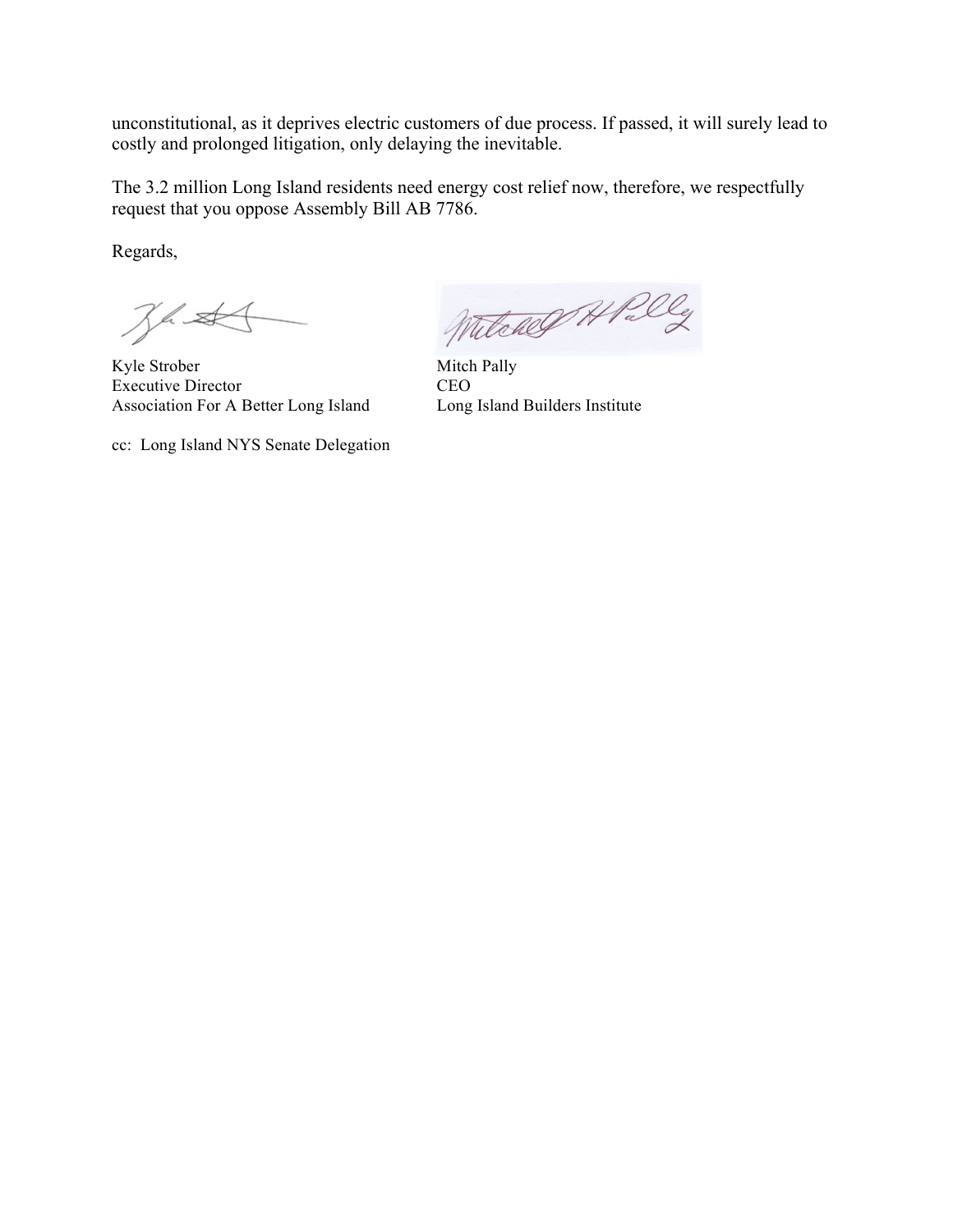unconstitutional, as it deprives electric customers of due process. If passed, it will surely lead to costly and prolonged litigation, only delaying the inevitable.

The 3.2 million Long Island residents need energy cost relief now, therefore, we respectfully request that you oppose Assembly Bill AB 7786.

Regards,

| | |
|---|---|
| Kyle Strober | Mitch Pally |
| Executive Director | CEO |
| Association For A Better Long Island | Long Island Builders Institute |

cc: Long Island NYS Senate Delegation